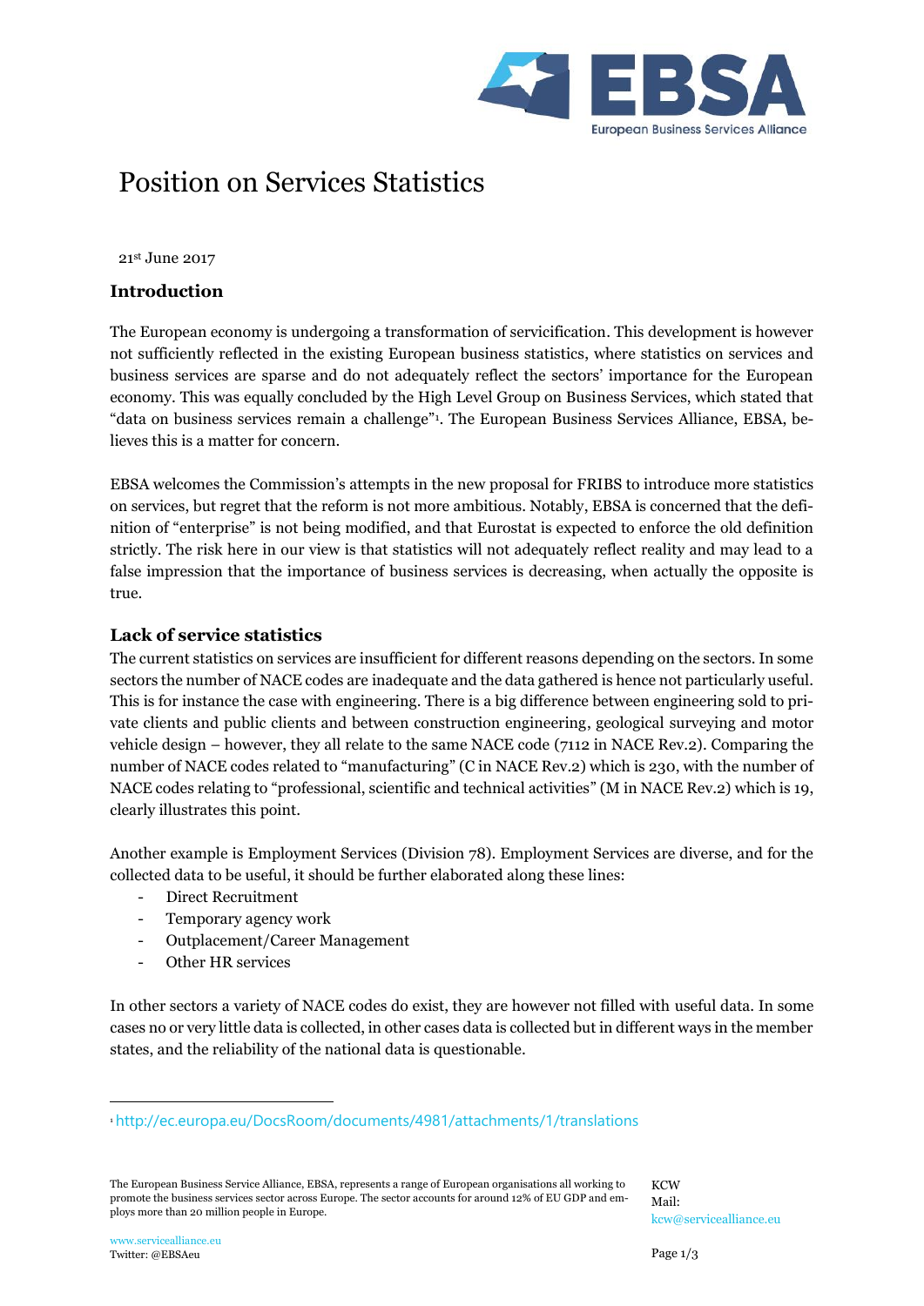# Position on Services Statistics

21st June 2017

## Introduction

The European economy is undergoing a transformation of servicification. This development is however not sufficiently reflected in the existing European business statistics, where statistics on services and business services are sparse and do not adequately reflect the sectors' importance for the European economy. This was equally concluded by the High Level Group on Business Services, which stated that "data on business services remain a challenge"[1]. The European Business Services Alliance, EBSA, believes this is a matter for concern.

EBSA welcomes the Commission's attempts in the new proposal for FRIBS to introduce more statistics on services, but regret that the reform is not more ambitious. Notably, EBSA is concerned that the definition of "enterprise" is not being modified, and that Eurostat is expected to enforce the old definition strictly. The risk here in our view is that statistics will not adequately reflect reality and may lead to a false impression that the importance of business services is decreasing, when actually the opposite is true.

## Lack of service statistics

The current statistics on services are insufficient for different reasons depending on the sectors. In some sectors the number of NACE codes are inadequate and the data gathered is hence not particularly useful. This is for instance the case with engineering. There is a big difference between engineering sold to private clients and public clients and between construction engineering, geological surveying and motor vehicle design – however, they all relate to the same NACE code (7112 in NACE Rev.2). Comparing the number of NACE codes related to "manufacturing" (C in NACE Rev.2) which is 230, with the number of NACE codes relating to "professional, scientific and technical activities" (M in NACE Rev.2) which is 19, clearly illustrates this point.

Another example is Employment Services (Division 78). Employment Services are diverse, and for the collected data to be useful, it should be further elaborated along these lines:

- Direct Recruitment
- Temporary agency work
- Outplacement/Career Management
- Other HR services

In other sectors a variety of NACE codes do exist, they are however not filled with useful data. In some cases no or very little data is collected, in other cases data is collected but in different ways in the member states, and the reliability of the national data is questionable.

[1] http://ec.europa.eu/DocsRoom/documents/4981/attachments/1/translations

The European Business Service Alliance, EBSA, represents a range of European organisations all working to promote the business services sector across Europe. The sector accounts for around 12% of EU GDP and employs more than 20 million people in Europe.

KCW
Mail:
kcw@servicealliance.eu

www.servicealliance.eu
Twitter: @EBSAeu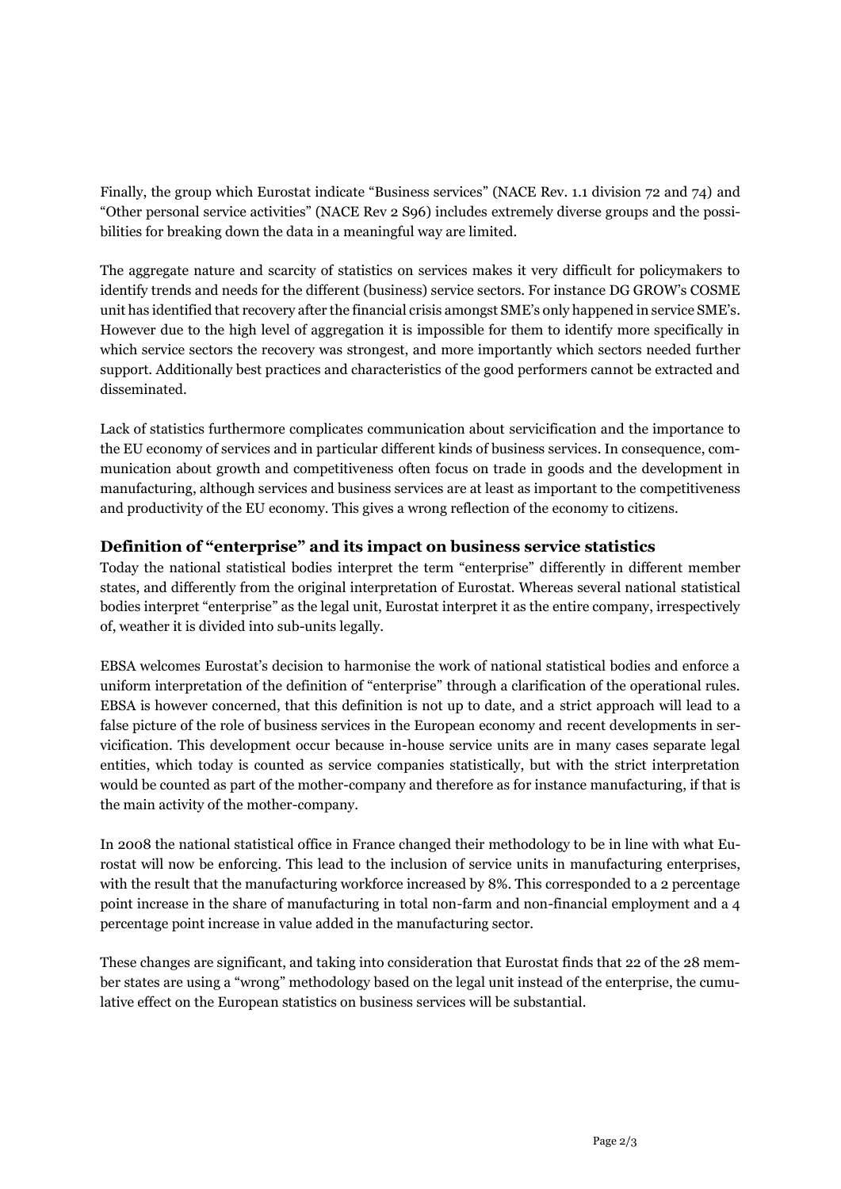Finally, the group which Eurostat indicate "Business services" (NACE Rev. 1.1 division 72 and 74) and "Other personal service activities" (NACE Rev 2 S96) includes extremely diverse groups and the possibilities for breaking down the data in a meaningful way are limited.

The aggregate nature and scarcity of statistics on services makes it very difficult for policymakers to identify trends and needs for the different (business) service sectors. For instance DG GROW's COSME unit has identified that recovery after the financial crisis amongst SME's only happened in service SME's. However due to the high level of aggregation it is impossible for them to identify more specifically in which service sectors the recovery was strongest, and more importantly which sectors needed further support. Additionally best practices and characteristics of the good performers cannot be extracted and disseminated.

Lack of statistics furthermore complicates communication about servicification and the importance to the EU economy of services and in particular different kinds of business services. In consequence, communication about growth and competitiveness often focus on trade in goods and the development in manufacturing, although services and business services are at least as important to the competitiveness and productivity of the EU economy. This gives a wrong reflection of the economy to citizens.

## Definition of "enterprise" and its impact on business service statistics

Today the national statistical bodies interpret the term "enterprise" differently in different member states, and differently from the original interpretation of Eurostat. Whereas several national statistical bodies interpret "enterprise" as the legal unit, Eurostat interpret it as the entire company, irrespectively of, weather it is divided into sub-units legally.

EBSA welcomes Eurostat's decision to harmonise the work of national statistical bodies and enforce a uniform interpretation of the definition of "enterprise" through a clarification of the operational rules. EBSA is however concerned, that this definition is not up to date, and a strict approach will lead to a false picture of the role of business services in the European economy and recent developments in servicification. This development occur because in-house service units are in many cases separate legal entities, which today is counted as service companies statistically, but with the strict interpretation would be counted as part of the mother-company and therefore as for instance manufacturing, if that is the main activity of the mother-company.

In 2008 the national statistical office in France changed their methodology to be in line with what Eurostat will now be enforcing. This lead to the inclusion of service units in manufacturing enterprises, with the result that the manufacturing workforce increased by 8%. This corresponded to a 2 percentage point increase in the share of manufacturing in total non-farm and non-financial employment and a 4 percentage point increase in value added in the manufacturing sector.

These changes are significant, and taking into consideration that Eurostat finds that 22 of the 28 member states are using a "wrong" methodology based on the legal unit instead of the enterprise, the cumulative effect on the European statistics on business services will be substantial.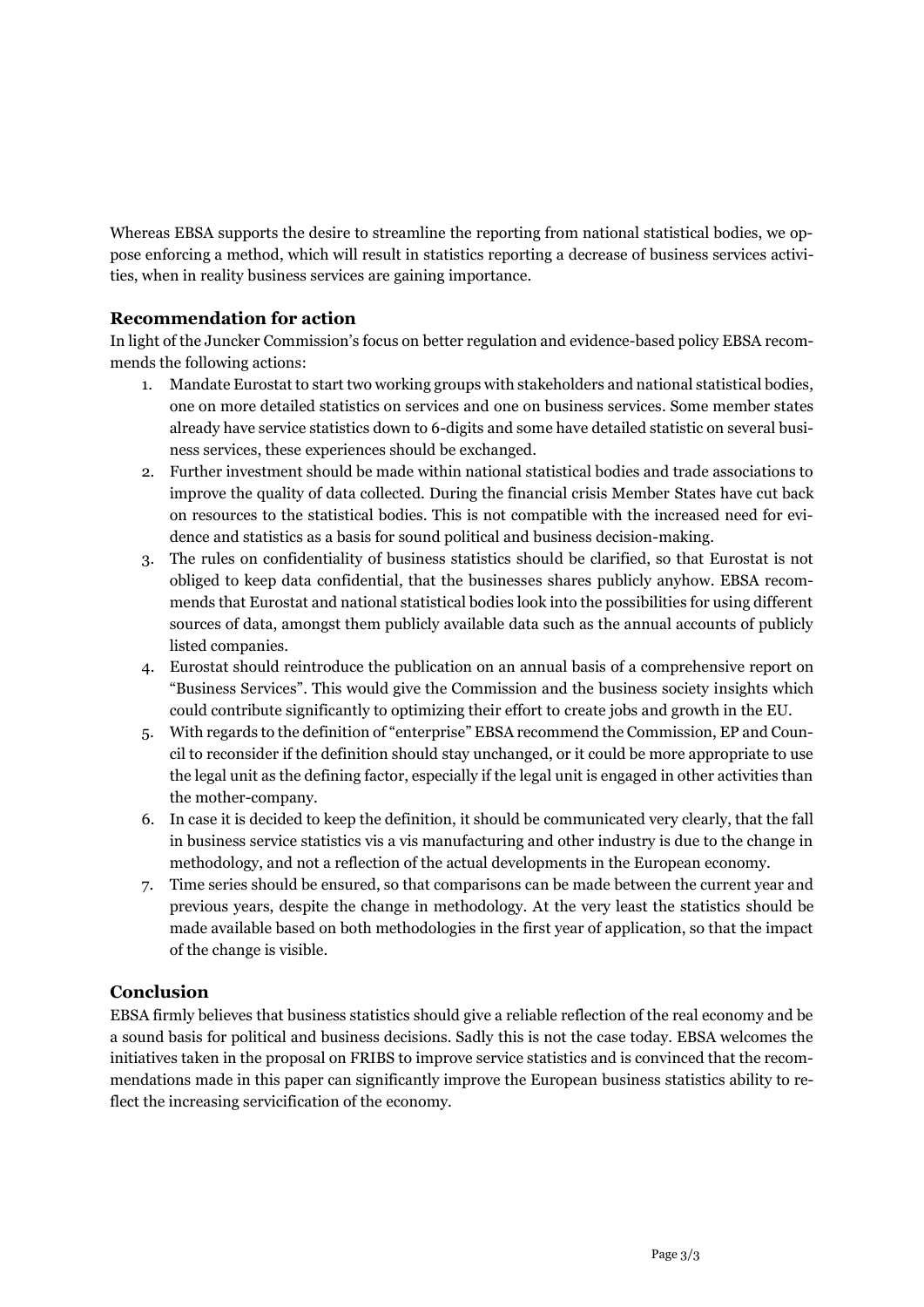Whereas EBSA supports the desire to streamline the reporting from national statistical bodies, we oppose enforcing a method, which will result in statistics reporting a decrease of business services activities, when in reality business services are gaining importance.

## Recommendation for action

In light of the Juncker Commission's focus on better regulation and evidence-based policy EBSA recommends the following actions:

1. Mandate Eurostat to start two working groups with stakeholders and national statistical bodies, one on more detailed statistics on services and one on business services. Some member states already have service statistics down to 6-digits and some have detailed statistic on several business services, these experiences should be exchanged.
2. Further investment should be made within national statistical bodies and trade associations to improve the quality of data collected. During the financial crisis Member States have cut back on resources to the statistical bodies. This is not compatible with the increased need for evidence and statistics as a basis for sound political and business decision-making.
3. The rules on confidentiality of business statistics should be clarified, so that Eurostat is not obliged to keep data confidential, that the businesses shares publicly anyhow. EBSA recommends that Eurostat and national statistical bodies look into the possibilities for using different sources of data, amongst them publicly available data such as the annual accounts of publicly listed companies.
4. Eurostat should reintroduce the publication on an annual basis of a comprehensive report on "Business Services". This would give the Commission and the business society insights which could contribute significantly to optimizing their effort to create jobs and growth in the EU.
5. With regards to the definition of "enterprise" EBSA recommend the Commission, EP and Council to reconsider if the definition should stay unchanged, or it could be more appropriate to use the legal unit as the defining factor, especially if the legal unit is engaged in other activities than the mother-company.
6. In case it is decided to keep the definition, it should be communicated very clearly, that the fall in business service statistics vis a vis manufacturing and other industry is due to the change in methodology, and not a reflection of the actual developments in the European economy.
7. Time series should be ensured, so that comparisons can be made between the current year and previous years, despite the change in methodology. At the very least the statistics should be made available based on both methodologies in the first year of application, so that the impact of the change is visible.

## Conclusion

EBSA firmly believes that business statistics should give a reliable reflection of the real economy and be a sound basis for political and business decisions. Sadly this is not the case today. EBSA welcomes the initiatives taken in the proposal on FRIBS to improve service statistics and is convinced that the recommendations made in this paper can significantly improve the European business statistics ability to reflect the increasing servicification of the economy.